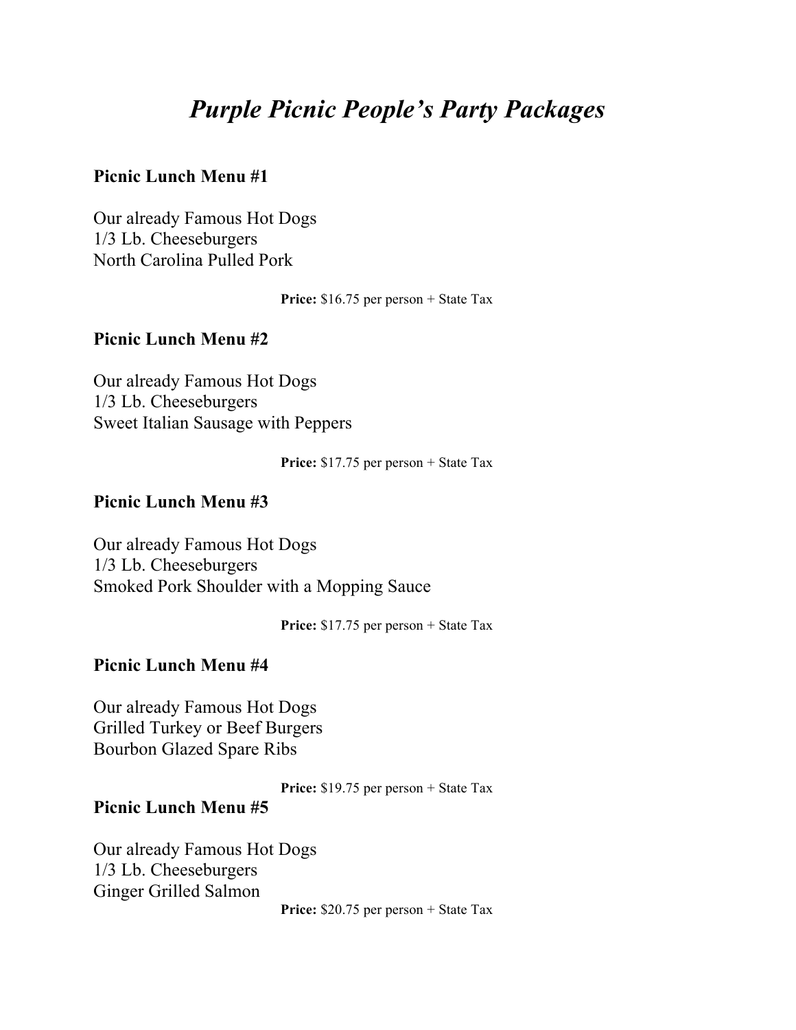# *Purple Picnic People's Party Packages*

**Picnic Lunch Menu #1**

Our already Famous Hot Dogs
1/3 Lb. Cheeseburgers
North Carolina Pulled Pork

**Price:** $16.75 per person + State Tax

**Picnic Lunch Menu #2**

Our already Famous Hot Dogs
1/3 Lb. Cheeseburgers
Sweet Italian Sausage with Peppers

**Price:** $17.75 per person + State Tax

**Picnic Lunch Menu #3**

Our already Famous Hot Dogs
1/3 Lb. Cheeseburgers
Smoked Pork Shoulder with a Mopping Sauce

**Price:** $17.75 per person + State Tax

**Picnic Lunch Menu #4**

Our already Famous Hot Dogs
Grilled Turkey or Beef Burgers
Bourbon Glazed Spare Ribs

**Price:** $19.75 per person + State Tax

**Picnic Lunch Menu #5**

Our already Famous Hot Dogs
1/3 Lb. Cheeseburgers
Ginger Grilled Salmon

**Price:** $20.75 per person + State Tax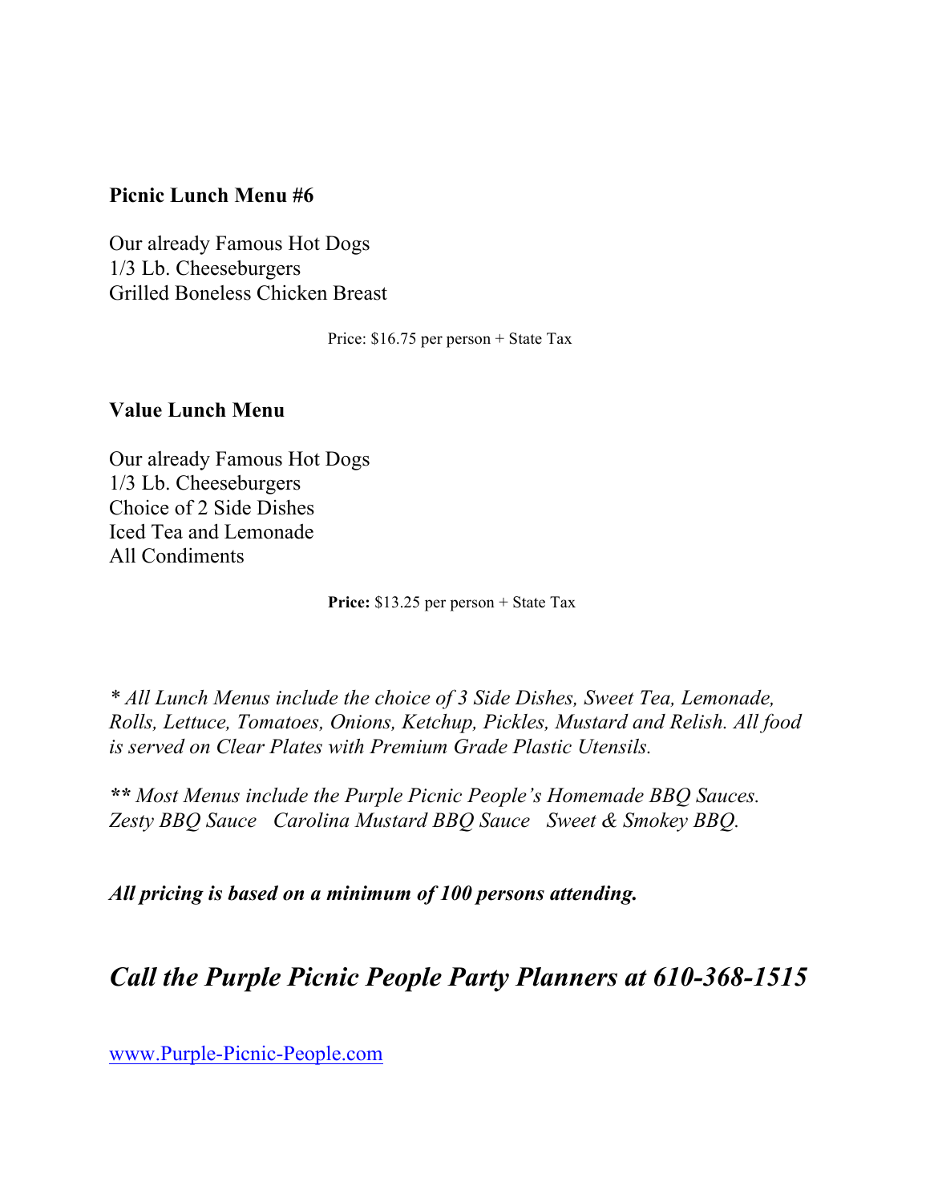**Picnic Lunch Menu #6**

Our already Famous Hot Dogs
1/3 Lb. Cheeseburgers
Grilled Boneless Chicken Breast

Price: $16.75 per person + State Tax

**Value Lunch Menu**

Our already Famous Hot Dogs
1/3 Lb. Cheeseburgers
Choice of 2 Side Dishes
Iced Tea and Lemonade
All Condiments

**Price:** $13.25 per person + State Tax

*\* All Lunch Menus include the choice of 3 Side Dishes, Sweet Tea, Lemonade, Rolls, Lettuce, Tomatoes, Onions, Ketchup, Pickles, Mustard and Relish. All food is served on Clear Plates with Premium Grade Plastic Utensils.*

***\*\** Most Menus include the Purple Picnic People's Homemade BBQ Sauces. Zesty BBQ Sauce   Carolina Mustard BBQ Sauce   Sweet & Smokey BBQ.*

***All pricing is based on a minimum of 100 persons attending.***

## *Call the Purple Picnic People Party Planners at 610-368-1515*

www.Purple-Picnic-People.com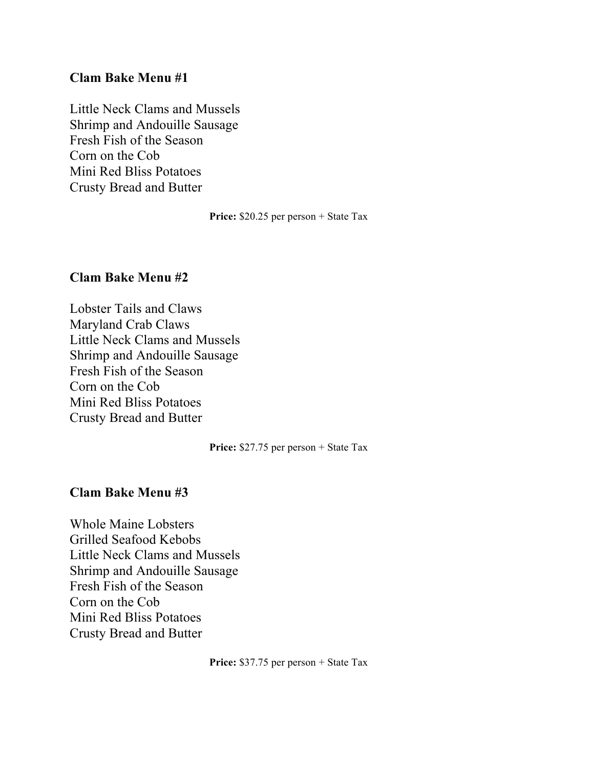## Clam Bake Menu #1

Little Neck Clams and Mussels
Shrimp and Andouille Sausage
Fresh Fish of the Season
Corn on the Cob
Mini Red Bliss Potatoes
Crusty Bread and Butter

**Price:** $20.25 per person + State Tax

## Clam Bake Menu #2

Lobster Tails and Claws
Maryland Crab Claws
Little Neck Clams and Mussels
Shrimp and Andouille Sausage
Fresh Fish of the Season
Corn on the Cob
Mini Red Bliss Potatoes
Crusty Bread and Butter

**Price:** $27.75 per person + State Tax

## Clam Bake Menu #3

Whole Maine Lobsters
Grilled Seafood Kebobs
Little Neck Clams and Mussels
Shrimp and Andouille Sausage
Fresh Fish of the Season
Corn on the Cob
Mini Red Bliss Potatoes
Crusty Bread and Butter

**Price:** $37.75 per person + State Tax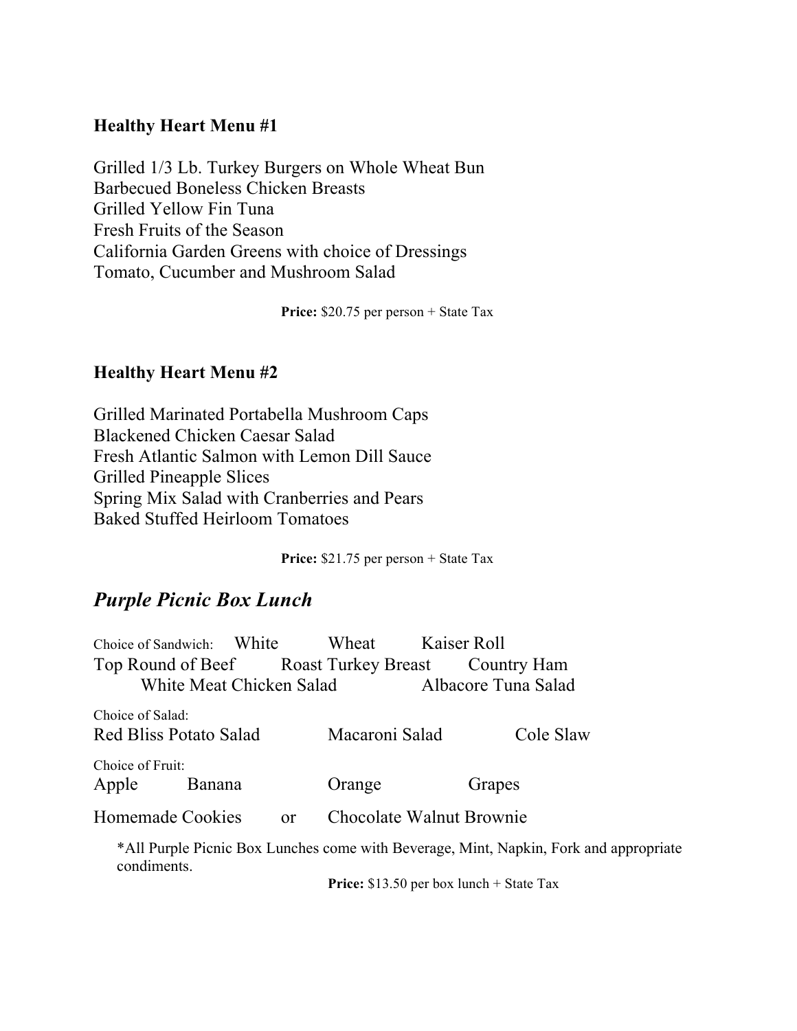**Healthy Heart Menu #1**

Grilled 1/3 Lb. Turkey Burgers on Whole Wheat Bun
Barbecued Boneless Chicken Breasts
Grilled Yellow Fin Tuna
Fresh Fruits of the Season
California Garden Greens with choice of Dressings
Tomato, Cucumber and Mushroom Salad

**Price:** $20.75 per person + State Tax

**Healthy Heart Menu #2**

Grilled Marinated Portabella Mushroom Caps
Blackened Chicken Caesar Salad
Fresh Atlantic Salmon with Lemon Dill Sauce
Grilled Pineapple Slices
Spring Mix Salad with Cranberries and Pears
Baked Stuffed Heirloom Tomatoes

**Price:** $21.75 per person + State Tax

## ***Purple Picnic Box Lunch***

Choice of Sandwich: White Wheat Kaiser Roll
Top Round of Beef Roast Turkey Breast Country Ham
White Meat Chicken Salad Albacore Tuna Salad

Choice of Salad:
Red Bliss Potato Salad Macaroni Salad Cole Slaw

Choice of Fruit:
Apple Banana Orange Grapes

Homemade Cookies or Chocolate Walnut Brownie

*All Purple Picnic Box Lunches come with Beverage, Mint, Napkin, Fork and appropriate condiments.

**Price:** $13.50 per box lunch + State Tax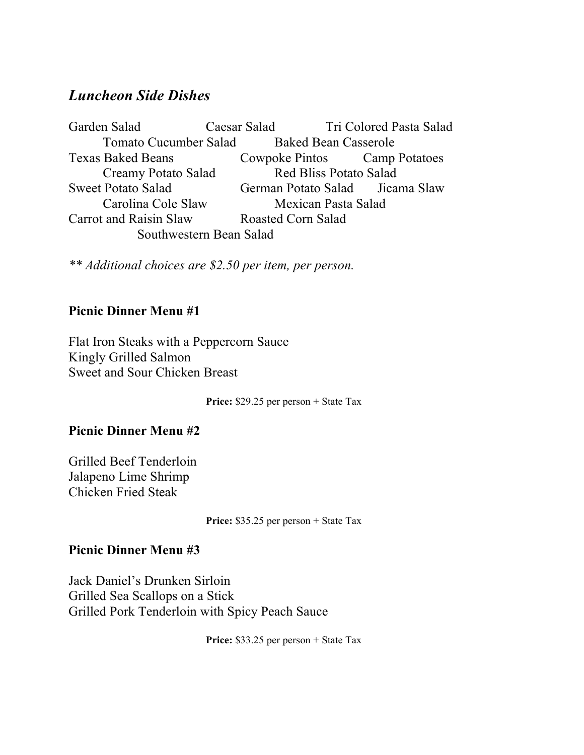## *Luncheon Side Dishes*

Garden Salad
Caesar Salad
Tri Colored Pasta Salad
Tomato Cucumber Salad
Baked Bean Casserole
Texas Baked Beans
Cowpoke Pintos
Camp Potatoes
Creamy Potato Salad
Red Bliss Potato Salad
Sweet Potato Salad
German Potato Salad
Jicama Slaw
Carolina Cole Slaw
Mexican Pasta Salad
Carrot and Raisin Slaw
Roasted Corn Salad
Southwestern Bean Salad

*** Additional choices are $2.50 per item, per person.*

### Picnic Dinner Menu #1

Flat Iron Steaks with a Peppercorn Sauce
Kingly Grilled Salmon
Sweet and Sour Chicken Breast

**Price:** $29.25 per person + State Tax

### Picnic Dinner Menu #2

Grilled Beef Tenderloin
Jalapeno Lime Shrimp
Chicken Fried Steak

**Price:** $35.25 per person + State Tax

### Picnic Dinner Menu #3

Jack Daniel's Drunken Sirloin
Grilled Sea Scallops on a Stick
Grilled Pork Tenderloin with Spicy Peach Sauce

**Price:** $33.25 per person + State Tax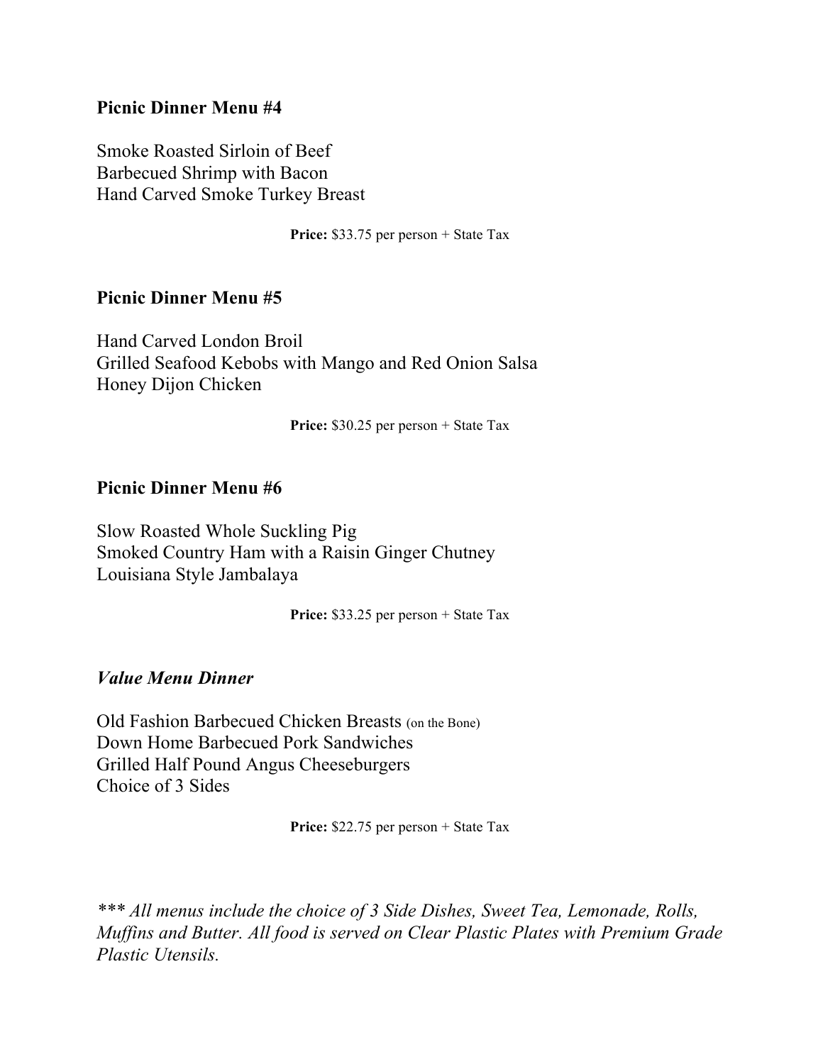**Picnic Dinner Menu #4**

Smoke Roasted Sirloin of Beef
Barbecued Shrimp with Bacon
Hand Carved Smoke Turkey Breast

**Price:** $33.75 per person + State Tax

**Picnic Dinner Menu #5**

Hand Carved London Broil
Grilled Seafood Kebobs with Mango and Red Onion Salsa
Honey Dijon Chicken

**Price:** $30.25 per person + State Tax

**Picnic Dinner Menu #6**

Slow Roasted Whole Suckling Pig
Smoked Country Ham with a Raisin Ginger Chutney
Louisiana Style Jambalaya

**Price:** $33.25 per person + State Tax

***Value Menu Dinner***

Old Fashion Barbecued Chicken Breasts (on the Bone)
Down Home Barbecued Pork Sandwiches
Grilled Half Pound Angus Cheeseburgers
Choice of 3 Sides

**Price:** $22.75 per person + State Tax

*\*\*\* All menus include the choice of 3 Side Dishes, Sweet Tea, Lemonade, Rolls, Muffins and Butter. All food is served on Clear Plastic Plates with Premium Grade Plastic Utensils.*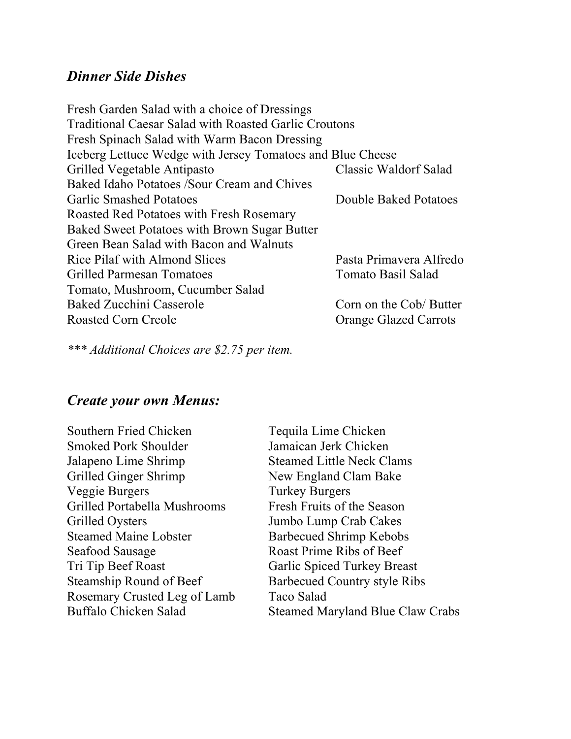## *Dinner Side Dishes*

Fresh Garden Salad with a choice of Dressings
Traditional Caesar Salad with Roasted Garlic Croutons
Fresh Spinach Salad with Warm Bacon Dressing
Iceberg Lettuce Wedge with Jersey Tomatoes and Blue Cheese
Grilled Vegetable Antipasto
Classic Waldorf Salad
Baked Idaho Potatoes /Sour Cream and Chives
Garlic Smashed Potatoes
Double Baked Potatoes
Roasted Red Potatoes with Fresh Rosemary
Baked Sweet Potatoes with Brown Sugar Butter
Green Bean Salad with Bacon and Walnuts
Rice Pilaf with Almond Slices
Pasta Primavera Alfredo
Grilled Parmesan Tomatoes
Tomato Basil Salad
Tomato, Mushroom, Cucumber Salad
Baked Zucchini Casserole
Corn on the Cob/ Butter
Roasted Corn Creole
Orange Glazed Carrots

*\*\*\* Additional Choices are $2.75 per item.*

## *Create your own Menus:*

Southern Fried Chicken
Smoked Pork Shoulder
Jalapeno Lime Shrimp
Grilled Ginger Shrimp
Veggie Burgers
Grilled Portabella Mushrooms
Grilled Oysters
Steamed Maine Lobster
Seafood Sausage
Tri Tip Beef Roast
Steamship Round of Beef
Rosemary Crusted Leg of Lamb
Buffalo Chicken Salad
Tequila Lime Chicken
Jamaican Jerk Chicken
Steamed Little Neck Clams
New England Clam Bake
Turkey Burgers
Fresh Fruits of the Season
Jumbo Lump Crab Cakes
Barbecued Shrimp Kebobs
Roast Prime Ribs of Beef
Garlic Spiced Turkey Breast
Barbecued Country style Ribs
Taco Salad
Steamed Maryland Blue Claw Crabs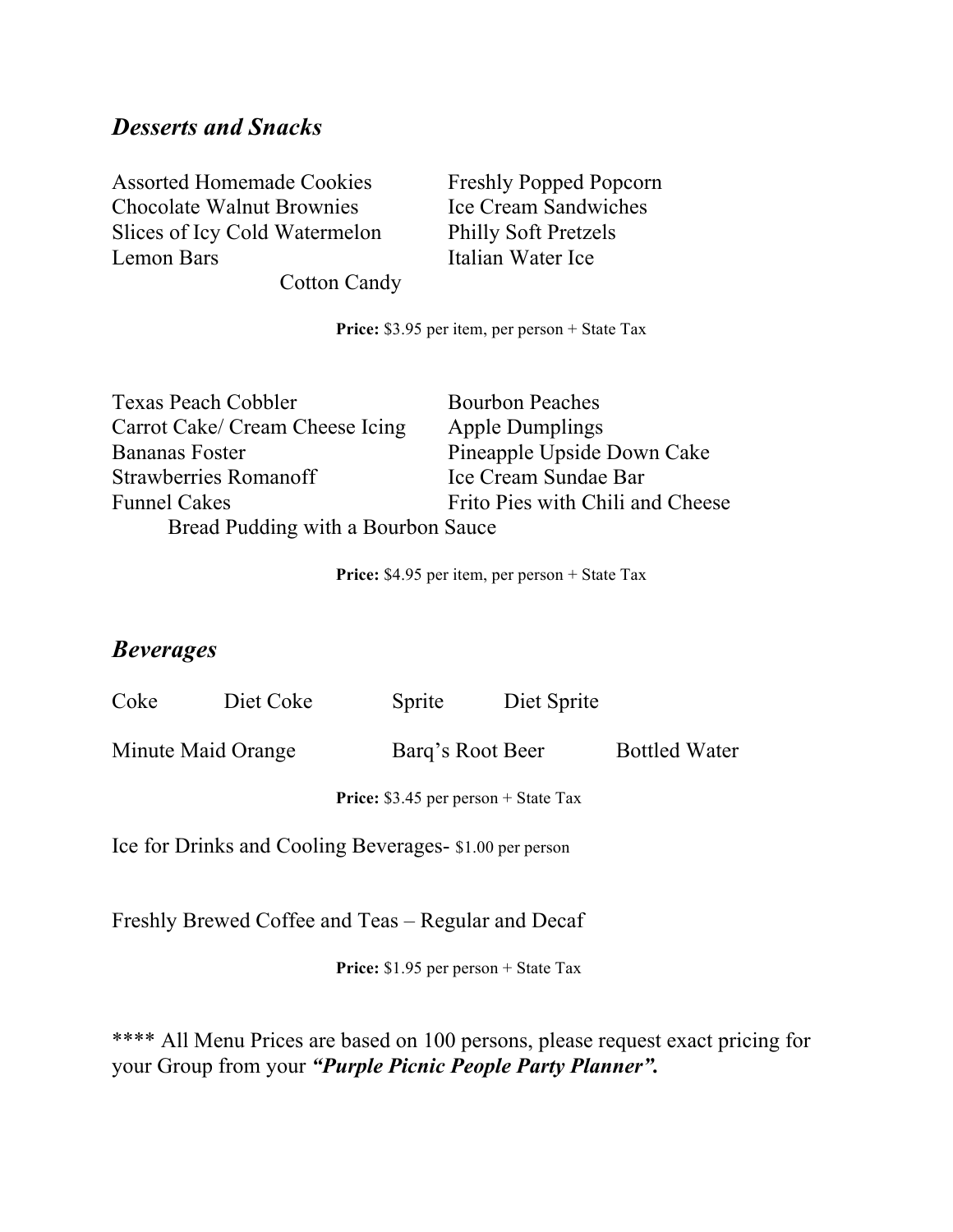## *Desserts and Snacks*

Assorted Homemade Cookies
Chocolate Walnut Brownies
Slices of Icy Cold Watermelon
Lemon Bars
Freshly Popped Popcorn
Ice Cream Sandwiches
Philly Soft Pretzels
Italian Water Ice
Cotton Candy

**Price:** $3.95 per item, per person + State Tax

Texas Peach Cobbler
Carrot Cake/ Cream Cheese Icing
Bananas Foster
Strawberries Romanoff
Funnel Cakes
Bourbon Peaches
Apple Dumplings
Pineapple Upside Down Cake
Ice Cream Sundae Bar
Frito Pies with Chili and Cheese
Bread Pudding with a Bourbon Sauce

**Price:** $4.95 per item, per person + State Tax

## *Beverages*

Coke Diet Coke Sprite Diet Sprite

Minute Maid Orange Barq's Root Beer Bottled Water

**Price:** $3.45 per person + State Tax

Ice for Drinks and Cooling Beverages- $1.00 per person

Freshly Brewed Coffee and Teas – Regular and Decaf

**Price:** $1.95 per person + State Tax

**** All Menu Prices are based on 100 persons, please request exact pricing for your Group from your ***"Purple Picnic People Party Planner".***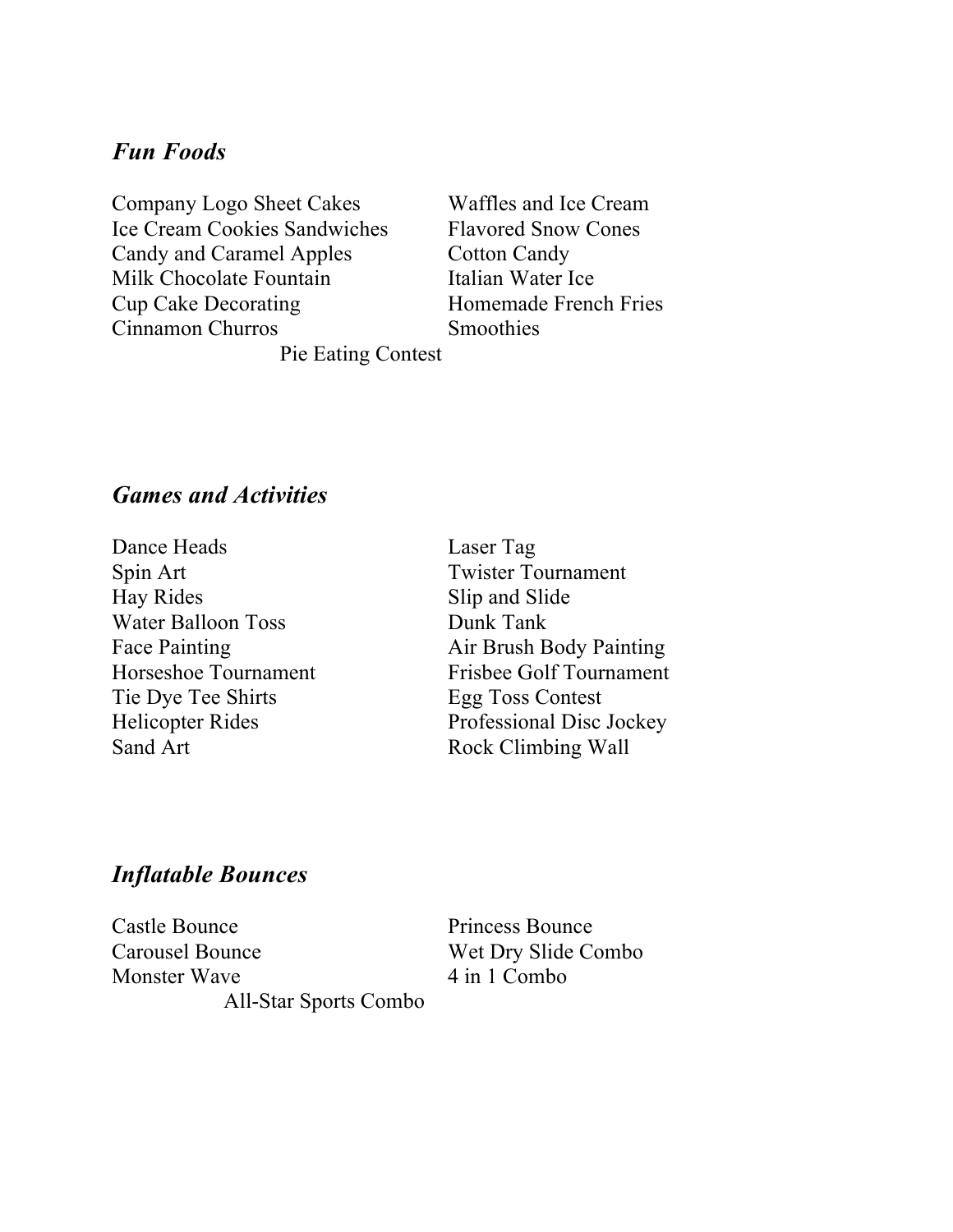## *Fun Foods*

Company Logo Sheet Cakes
Ice Cream Cookies Sandwiches
Candy and Caramel Apples
Milk Chocolate Fountain
Cup Cake Decorating
Cinnamon Churros
Waffles and Ice Cream
Flavored Snow Cones
Cotton Candy
Italian Water Ice
Homemade French Fries
Smoothies
Pie Eating Contest

## *Games and Activities*

Dance Heads
Spin Art
Hay Rides
Water Balloon Toss
Face Painting
Horseshoe Tournament
Tie Dye Tee Shirts
Helicopter Rides
Sand Art
Laser Tag
Twister Tournament
Slip and Slide
Dunk Tank
Air Brush Body Painting
Frisbee Golf Tournament
Egg Toss Contest
Professional Disc Jockey
Rock Climbing Wall

## *Inflatable Bounces*

Castle Bounce
Carousel Bounce
Monster Wave
Princess Bounce
Wet Dry Slide Combo
4 in 1 Combo
All-Star Sports Combo